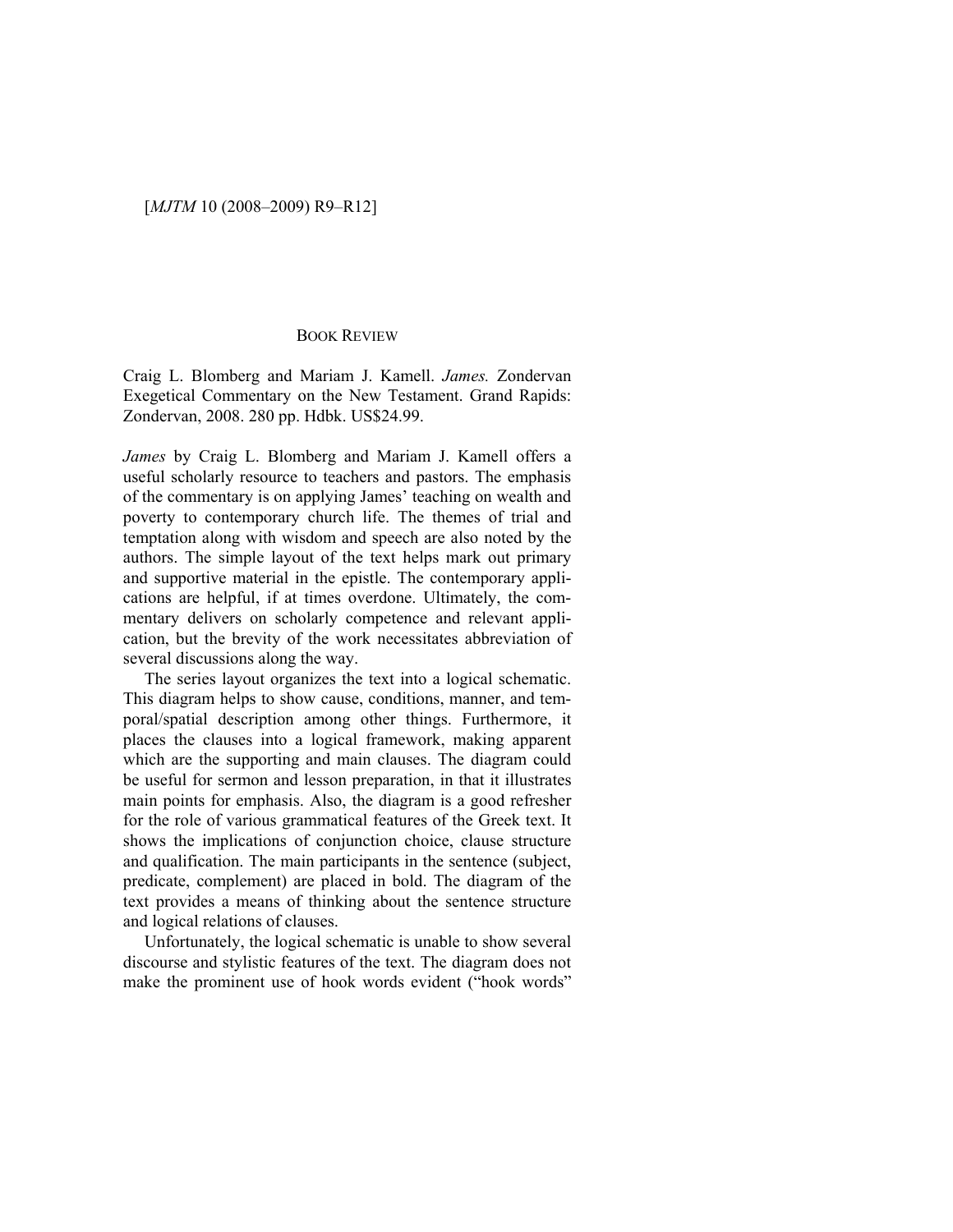BOOK REVIEW

Craig L. Blomberg and Mariam J. Kamell. *James.* Zondervan Exegetical Commentary on the New Testament. Grand Rapids: Zondervan, 2008. 280 pp. Hdbk. US$24.99.

*James* by Craig L. Blomberg and Mariam J. Kamell offers a useful scholarly resource to teachers and pastors. The emphasis of the commentary is on applying James' teaching on wealth and poverty to contemporary church life. The themes of trial and temptation along with wisdom and speech are also noted by the authors. The simple layout of the text helps mark out primary and supportive material in the epistle. The contemporary applications are helpful, if at times overdone. Ultimately, the commentary delivers on scholarly competence and relevant application, but the brevity of the work necessitates abbreviation of several discussions along the way.

The series layout organizes the text into a logical schematic. This diagram helps to show cause, conditions, manner, and temporal/spatial description among other things. Furthermore, it places the clauses into a logical framework, making apparent which are the supporting and main clauses. The diagram could be useful for sermon and lesson preparation, in that it illustrates main points for emphasis. Also, the diagram is a good refresher for the role of various grammatical features of the Greek text. It shows the implications of conjunction choice, clause structure and qualification. The main participants in the sentence (subject, predicate, complement) are placed in bold. The diagram of the text provides a means of thinking about the sentence structure and logical relations of clauses.

Unfortunately, the logical schematic is unable to show several discourse and stylistic features of the text. The diagram does not make the prominent use of hook words evident ("hook words"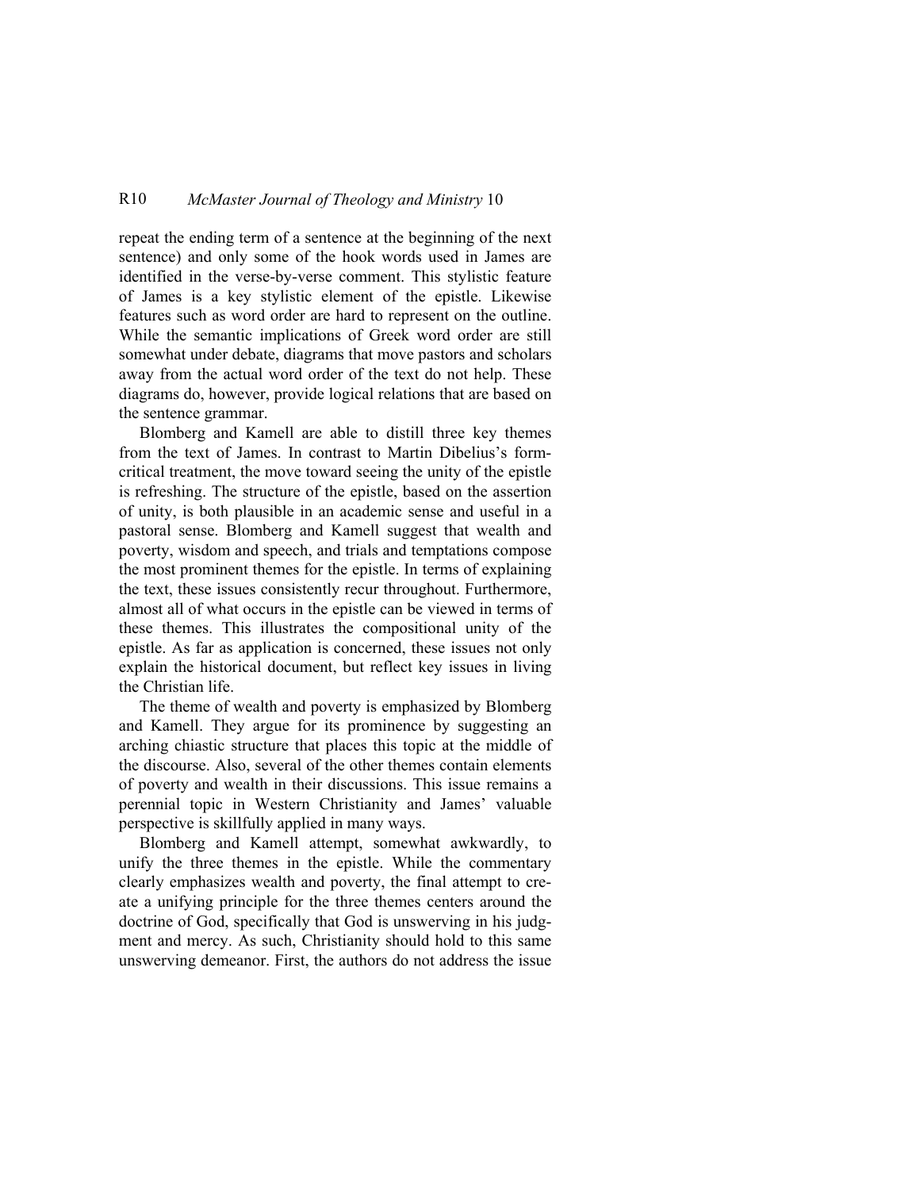repeat the ending term of a sentence at the beginning of the next sentence) and only some of the hook words used in James are identified in the verse-by-verse comment. This stylistic feature of James is a key stylistic element of the epistle. Likewise features such as word order are hard to represent on the outline. While the semantic implications of Greek word order are still somewhat under debate, diagrams that move pastors and scholars away from the actual word order of the text do not help. These diagrams do, however, provide logical relations that are based on the sentence grammar.

Blomberg and Kamell are able to distill three key themes from the text of James. In contrast to Martin Dibelius's form-critical treatment, the move toward seeing the unity of the epistle is refreshing. The structure of the epistle, based on the assertion of unity, is both plausible in an academic sense and useful in a pastoral sense. Blomberg and Kamell suggest that wealth and poverty, wisdom and speech, and trials and temptations compose the most prominent themes for the epistle. In terms of explaining the text, these issues consistently recur throughout. Furthermore, almost all of what occurs in the epistle can be viewed in terms of these themes. This illustrates the compositional unity of the epistle. As far as application is concerned, these issues not only explain the historical document, but reflect key issues in living the Christian life.

The theme of wealth and poverty is emphasized by Blomberg and Kamell. They argue for its prominence by suggesting an arching chiastic structure that places this topic at the middle of the discourse. Also, several of the other themes contain elements of poverty and wealth in their discussions. This issue remains a perennial topic in Western Christianity and James' valuable perspective is skillfully applied in many ways.

Blomberg and Kamell attempt, somewhat awkwardly, to unify the three themes in the epistle. While the commentary clearly emphasizes wealth and poverty, the final attempt to create a unifying principle for the three themes centers around the doctrine of God, specifically that God is unswerving in his judgment and mercy. As such, Christianity should hold to this same unswerving demeanor. First, the authors do not address the issue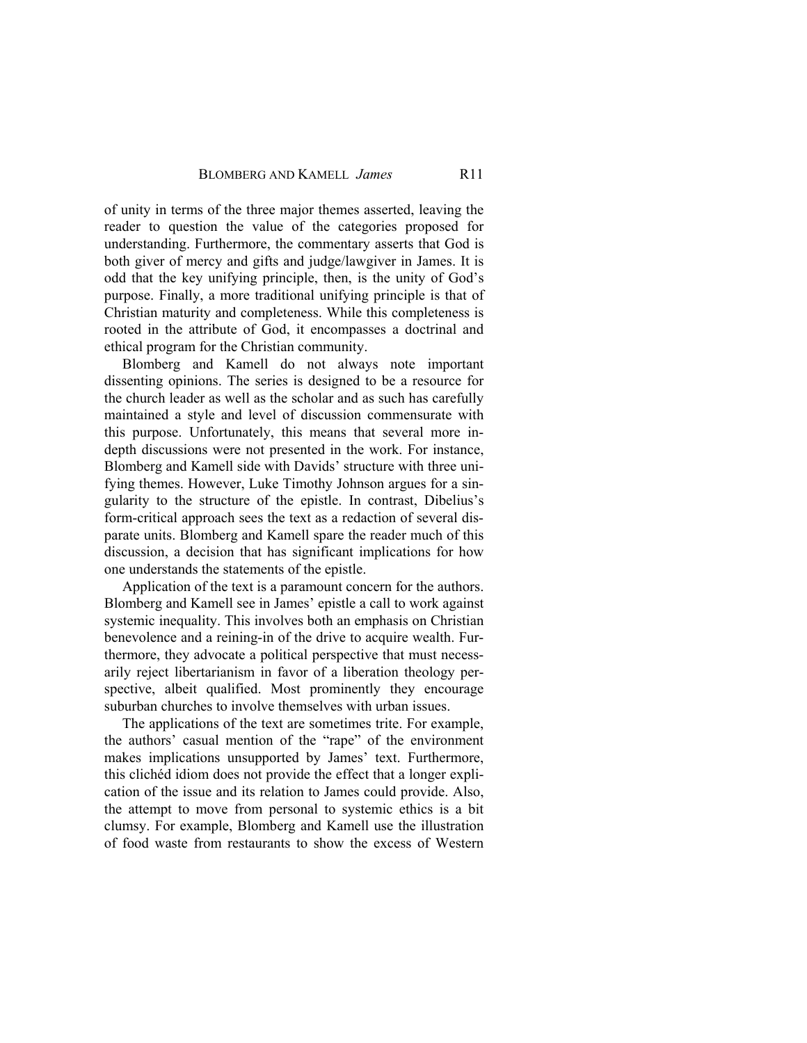of unity in terms of the three major themes asserted, leaving the reader to question the value of the categories proposed for understanding. Furthermore, the commentary asserts that God is both giver of mercy and gifts and judge/lawgiver in James. It is odd that the key unifying principle, then, is the unity of God's purpose. Finally, a more traditional unifying principle is that of Christian maturity and completeness. While this completeness is rooted in the attribute of God, it encompasses a doctrinal and ethical program for the Christian community.

Blomberg and Kamell do not always note important dissenting opinions. The series is designed to be a resource for the church leader as well as the scholar and as such has carefully maintained a style and level of discussion commensurate with this purpose. Unfortunately, this means that several more in-depth discussions were not presented in the work. For instance, Blomberg and Kamell side with Davids' structure with three unifying themes. However, Luke Timothy Johnson argues for a singularity to the structure of the epistle. In contrast, Dibelius's form-critical approach sees the text as a redaction of several disparate units. Blomberg and Kamell spare the reader much of this discussion, a decision that has significant implications for how one understands the statements of the epistle.

Application of the text is a paramount concern for the authors. Blomberg and Kamell see in James' epistle a call to work against systemic inequality. This involves both an emphasis on Christian benevolence and a reining-in of the drive to acquire wealth. Furthermore, they advocate a political perspective that must necessarily reject libertarianism in favor of a liberation theology perspective, albeit qualified. Most prominently they encourage suburban churches to involve themselves with urban issues.

The applications of the text are sometimes trite. For example, the authors' casual mention of the "rape" of the environment makes implications unsupported by James' text. Furthermore, this clichéd idiom does not provide the effect that a longer explication of the issue and its relation to James could provide. Also, the attempt to move from personal to systemic ethics is a bit clumsy. For example, Blomberg and Kamell use the illustration of food waste from restaurants to show the excess of Western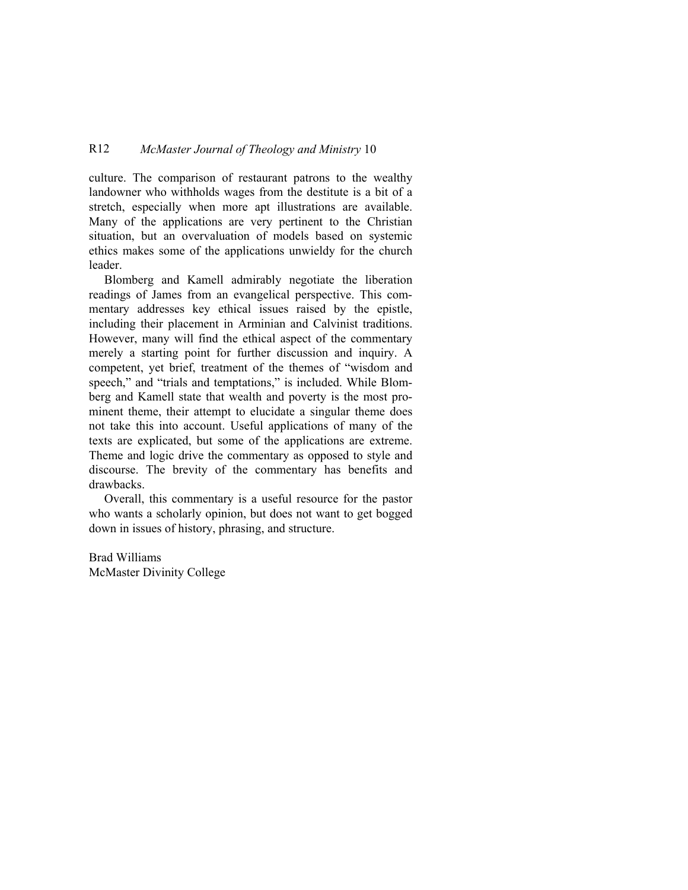culture. The comparison of restaurant patrons to the wealthy landowner who withholds wages from the destitute is a bit of a stretch, especially when more apt illustrations are available. Many of the applications are very pertinent to the Christian situation, but an overvaluation of models based on systemic ethics makes some of the applications unwieldy for the church leader.

Blomberg and Kamell admirably negotiate the liberation readings of James from an evangelical perspective. This commentary addresses key ethical issues raised by the epistle, including their placement in Arminian and Calvinist traditions. However, many will find the ethical aspect of the commentary merely a starting point for further discussion and inquiry. A competent, yet brief, treatment of the themes of "wisdom and speech," and "trials and temptations," is included. While Blomberg and Kamell state that wealth and poverty is the most prominent theme, their attempt to elucidate a singular theme does not take this into account. Useful applications of many of the texts are explicated, but some of the applications are extreme. Theme and logic drive the commentary as opposed to style and discourse. The brevity of the commentary has benefits and drawbacks.

Overall, this commentary is a useful resource for the pastor who wants a scholarly opinion, but does not want to get bogged down in issues of history, phrasing, and structure.

Brad Williams
McMaster Divinity College